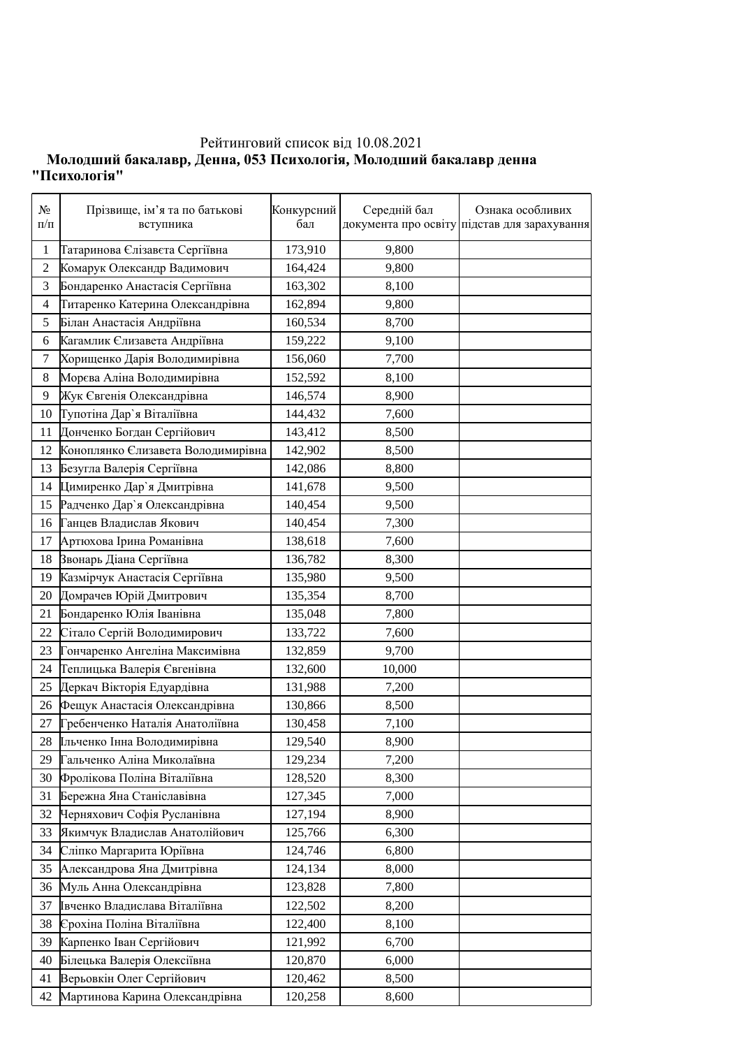Рейтинговий список від 10.08.2021

**Молодший бакалавр, Денна, 053 Психологія, Молодший бакалавр денна "Психологія"**

| № п/п | Прізвище, ім’я та по батькові вступника | Конкурсний бал | Середній бал документа про освіту | Ознака особливих підстав для зарахування |
|---|---|---|---|---|
| 1 | Татаринова Єлізавєта Сергіївна | 173,910 | 9,800 | |
| 2 | Комарук Олександр Вадимович | 164,424 | 9,800 | |
| 3 | Бондаренко Анастасія Сергіївна | 163,302 | 8,100 | |
| 4 | Титаренко Катерина Олександрівна | 162,894 | 9,800 | |
| 5 | Білан Анастасія Андріївна | 160,534 | 8,700 | |
| 6 | Кагамлик Єлизавета Андріївна | 159,222 | 9,100 | |
| 7 | Хорищенко Дарія Володимирівна | 156,060 | 7,700 | |
| 8 | Морєва Аліна Володимирівна | 152,592 | 8,100 | |
| 9 | Жук Євгенія Олександрівна | 146,574 | 8,900 | |
| 10 | Тупотіна Дар`я Віталіївна | 144,432 | 7,600 | |
| 11 | Донченко Богдан Сергійович | 143,412 | 8,500 | |
| 12 | Коноплянко Єлизавета Володимирівна | 142,902 | 8,500 | |
| 13 | Безугла Валерія Сергіївна | 142,086 | 8,800 | |
| 14 | Цимиренко Дар`я Дмитрівна | 141,678 | 9,500 | |
| 15 | Радченко Дар`я Олександрівна | 140,454 | 9,500 | |
| 16 | Ганцев Владислав Якович | 140,454 | 7,300 | |
| 17 | Артюхова Ірина Романівна | 138,618 | 7,600 | |
| 18 | Звонарь Діана Сергіївна | 136,782 | 8,300 | |
| 19 | Казмірчук Анастасія Сергіївна | 135,980 | 9,500 | |
| 20 | Домрачев Юрій Дмитрович | 135,354 | 8,700 | |
| 21 | Бондаренко Юлія Іванівна | 135,048 | 7,800 | |
| 22 | Сітало Сергій Володимирович | 133,722 | 7,600 | |
| 23 | Гончаренко Ангеліна Максимівна | 132,859 | 9,700 | |
| 24 | Теплицька Валерія Євгенівна | 132,600 | 10,000 | |
| 25 | Деркач Вікторія Едуардівна | 131,988 | 7,200 | |
| 26 | Фещук Анастасія Олександрівна | 130,866 | 8,500 | |
| 27 | Гребенченко Наталія Анатоліївна | 130,458 | 7,100 | |
| 28 | Ільченко Інна Володимирівна | 129,540 | 8,900 | |
| 29 | Гальченко Аліна Миколаївна | 129,234 | 7,200 | |
| 30 | Фролікова Поліна Віталіївна | 128,520 | 8,300 | |
| 31 | Бережна Яна Станіславівна | 127,345 | 7,000 | |
| 32 | Черняхович Софія Русланівна | 127,194 | 8,900 | |
| 33 | Якимчук Владислав Анатолійович | 125,766 | 6,300 | |
| 34 | Сліпко Маргарита Юріївна | 124,746 | 6,800 | |
| 35 | Александрова Яна Дмитрівна | 124,134 | 8,000 | |
| 36 | Муль Анна Олександрівна | 123,828 | 7,800 | |
| 37 | Івченко Владислава Віталіївна | 122,502 | 8,200 | |
| 38 | Єрохіна Поліна Віталіївна | 122,400 | 8,100 | |
| 39 | Карпенко Іван Сергійович | 121,992 | 6,700 | |
| 40 | Білецька Валерія Олексіївна | 120,870 | 6,000 | |
| 41 | Верьовкін Олег Сергійович | 120,462 | 8,500 | |
| 42 | Мартинова Карина Олександрівна | 120,258 | 8,600 | |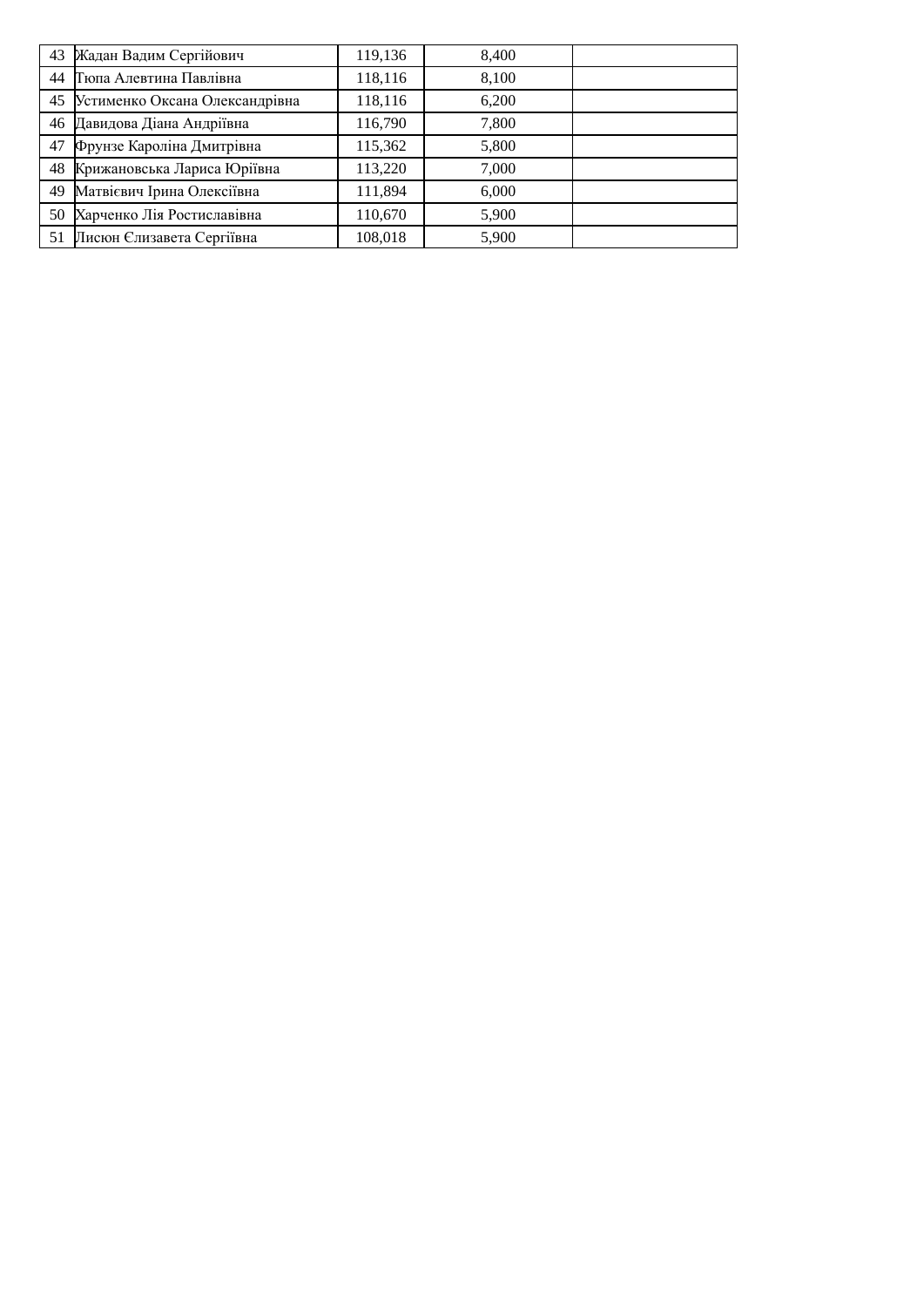| | | | | |
|---|---|---|---|---|
| 43 | Жадан Вадим Сергійович | 119,136 | 8,400 | |
| 44 | Тюпа Алевтина Павлівна | 118,116 | 8,100 | |
| 45 | Устименко Оксана Олександрівна | 118,116 | 6,200 | |
| 46 | Давидова Діана Андріївна | 116,790 | 7,800 | |
| 47 | Фрунзе Кароліна Дмитрівна | 115,362 | 5,800 | |
| 48 | Крижановська Лариса Юріївна | 113,220 | 7,000 | |
| 49 | Матвієвич Ірина Олексіївна | 111,894 | 6,000 | |
| 50 | Харченко Лія Ростиславівна | 110,670 | 5,900 | |
| 51 | Лисюн Єлизавета Сергіївна | 108,018 | 5,900 | |